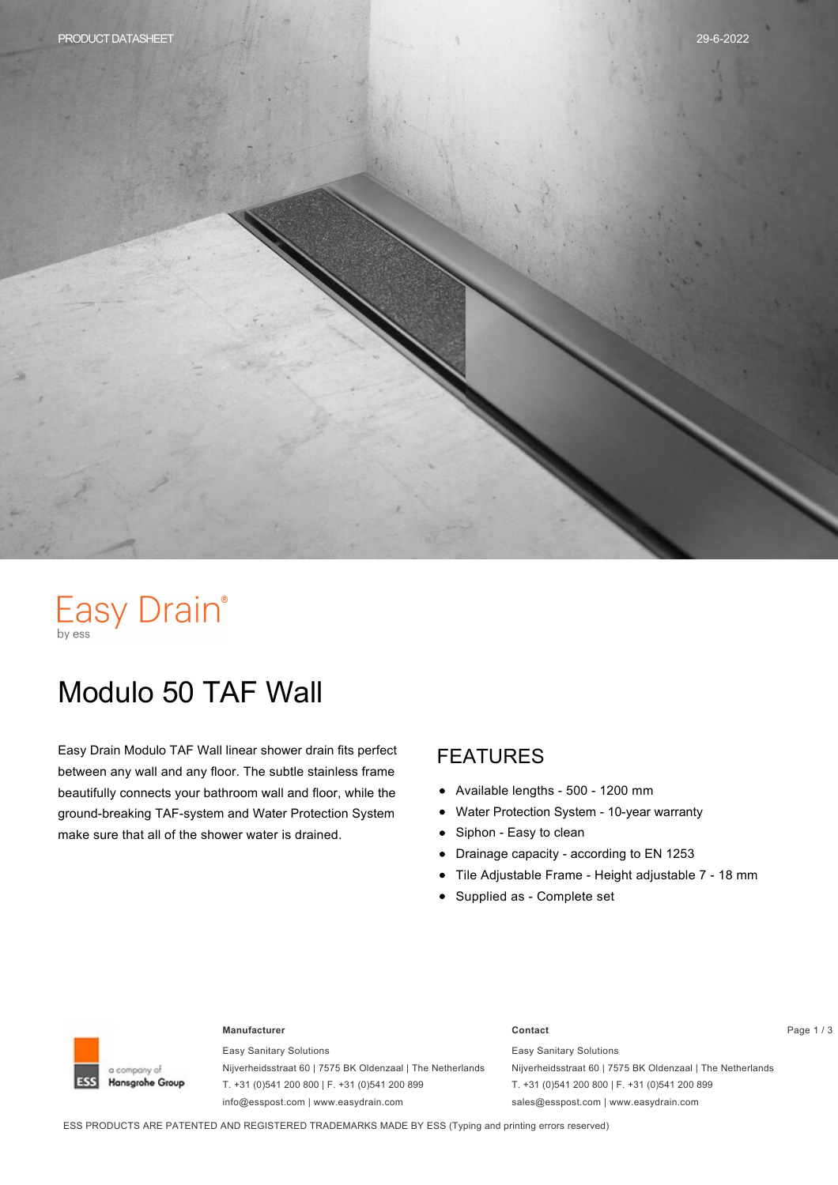Easy Drain®
by ess

# Modulo 50 TAF Wall

Easy Drain Modulo TAF Wall linear shower drain fits perfect between any wall and any floor. The subtle stainless frame beautifully connects your bathroom wall and floor, while the ground-breaking TAF-system and Water Protection System make sure that all of the shower water is drained.

## FEATURES

- Available lengths - 500 - 1200 mm
- Water Protection System - 10-year warranty
- Siphon - Easy to clean
- Drainage capacity - according to EN 1253
- Tile Adjustable Frame - Height adjustable 7 - 18 mm
- Supplied as - Complete set

**Manufacturer**

Easy Sanitary Solutions
Nijverheidsstraat 60 | 7575 BK Oldenzaal | The Netherlands
T. +31 (0)541 200 800 | F. +31 (0)541 200 899
info@esspost.com | www.easydrain.com

**Contact**

Easy Sanitary Solutions
Nijverheidsstraat 60 | 7575 BK Oldenzaal | The Netherlands
T. +31 (0)541 200 800 | F. +31 (0)541 200 899
sales@esspost.com | www.easydrain.com

ESS PRODUCTS ARE PATENTED AND REGISTERED TRADEMARKS MADE BY ESS (Typing and printing errors reserved)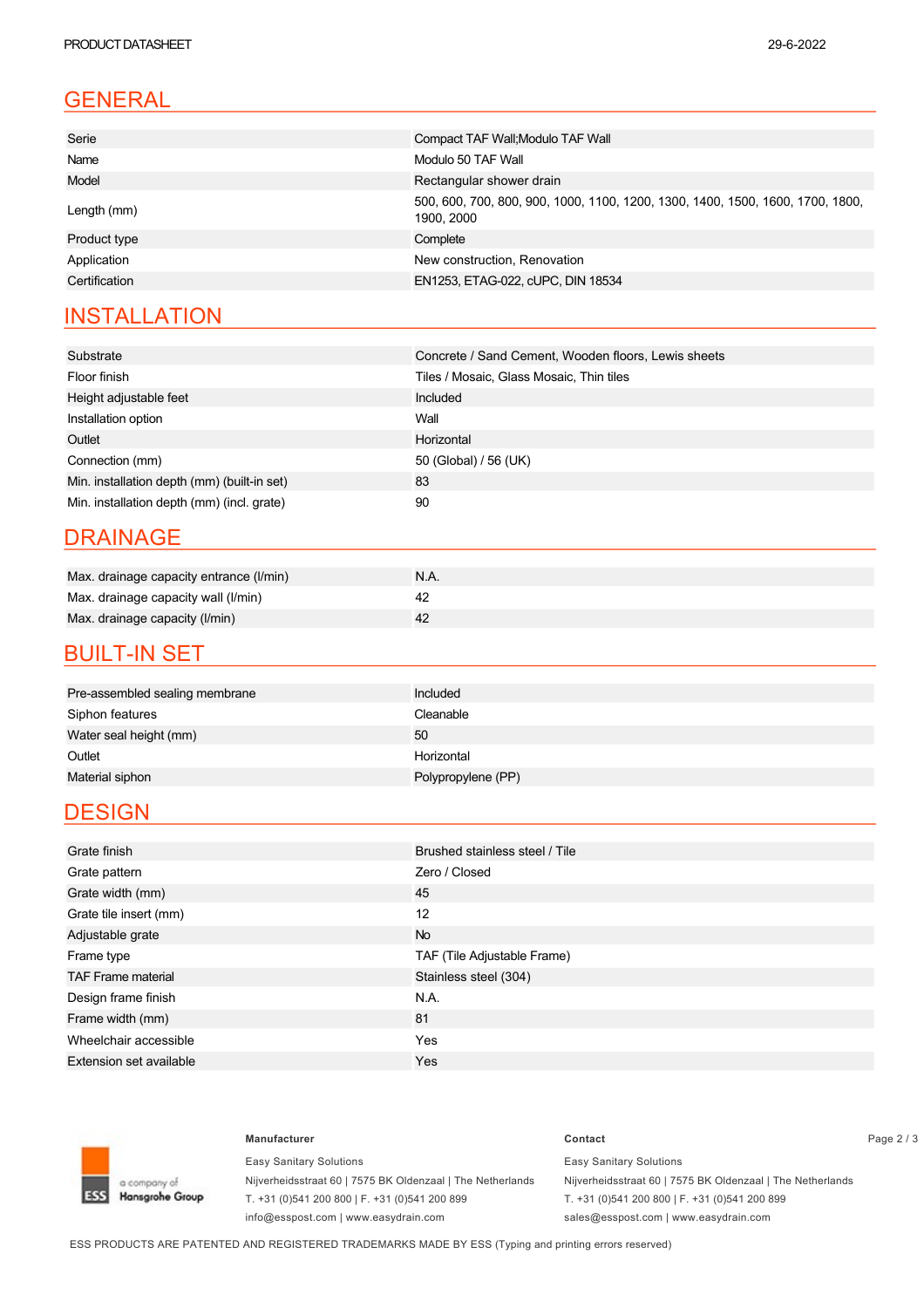## GENERAL

| | |
|---|---|
| Serie | Compact TAF Wall;Modulo TAF Wall |
| Name | Modulo 50 TAF Wall |
| Model | Rectangular shower drain |
| Length (mm) | 500, 600, 700, 800, 900, 1000, 1100, 1200, 1300, 1400, 1500, 1600, 1700, 1800, 1900, 2000 |
| Product type | Complete |
| Application | New construction, Renovation |
| Certification | EN1253, ETAG-022, cUPC, DIN 18534 |

## INSTALLATION

| | |
|---|---|
| Substrate | Concrete / Sand Cement, Wooden floors, Lewis sheets |
| Floor finish | Tiles / Mosaic, Glass Mosaic, Thin tiles |
| Height adjustable feet | Included |
| Installation option | Wall |
| Outlet | Horizontal |
| Connection (mm) | 50 (Global) / 56 (UK) |
| Min. installation depth (mm) (built-in set) | 83 |
| Min. installation depth (mm) (incl. grate) | 90 |

## DRAINAGE

| | |
|---|---|
| Max. drainage capacity entrance (l/min) | N.A. |
| Max. drainage capacity wall (l/min) | 42 |
| Max. drainage capacity (l/min) | 42 |

## BUILT-IN SET

| | |
|---|---|
| Pre-assembled sealing membrane | Included |
| Siphon features | Cleanable |
| Water seal height (mm) | 50 |
| Outlet | Horizontal |
| Material siphon | Polypropylene (PP) |

## DESIGN

| | |
|---|---|
| Grate finish | Brushed stainless steel / Tile |
| Grate pattern | Zero / Closed |
| Grate width (mm) | 45 |
| Grate tile insert (mm) | 12 |
| Adjustable grate | No |
| Frame type | TAF (Tile Adjustable Frame) |
| TAF Frame material | Stainless steel (304) |
| Design frame finish | N.A. |
| Frame width (mm) | 81 |
| Wheelchair accessible | Yes |
| Extension set available | Yes |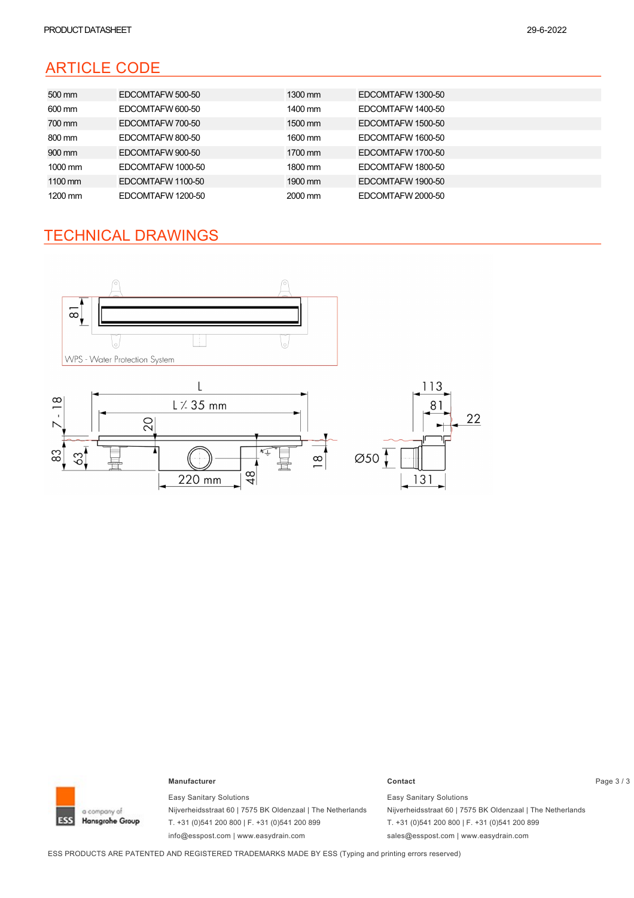## ARTICLE CODE

| | | | |
|---|---|---|---|
| 500 mm | EDCOMTAFW 500-50 | 1300 mm | EDCOMTAFW 1300-50 |
| 600 mm | EDCOMTAFW 600-50 | 1400 mm | EDCOMTAFW 1400-50 |
| 700 mm | EDCOMTAFW 700-50 | 1500 mm | EDCOMTAFW 1500-50 |
| 800 mm | EDCOMTAFW 800-50 | 1600 mm | EDCOMTAFW 1600-50 |
| 900 mm | EDCOMTAFW 900-50 | 1700 mm | EDCOMTAFW 1700-50 |
| 1000 mm | EDCOMTAFW 1000-50 | 1800 mm | EDCOMTAFW 1800-50 |
| 1100 mm | EDCOMTAFW 1100-50 | 1900 mm | EDCOMTAFW 1900-50 |
| 1200 mm | EDCOMTAFW 1200-50 | 2000 mm | EDCOMTAFW 2000-50 |

## TECHNICAL DRAWINGS

81

WPS - Water Protection System

L

L ⁄ 35 mm

20

7 - 18

83

63

220 mm

48

18

113

81

22

Ø50

131

**Manufacturer**

Easy Sanitary Solutions
Nijverheidsstraat 60 | 7575 BK Oldenzaal | The Netherlands
T. +31 (0)541 200 800 | F. +31 (0)541 200 899
info@esspost.com | www.easydrain.com

**Contact**

Easy Sanitary Solutions
Nijverheidsstraat 60 | 7575 BK Oldenzaal | The Netherlands
T. +31 (0)541 200 800 | F. +31 (0)541 200 899
sales@esspost.com | www.easydrain.com

ESS a company of Hansgrohe Group

ESS PRODUCTS ARE PATENTED AND REGISTERED TRADEMARKS MADE BY ESS (Typing and printing errors reserved)